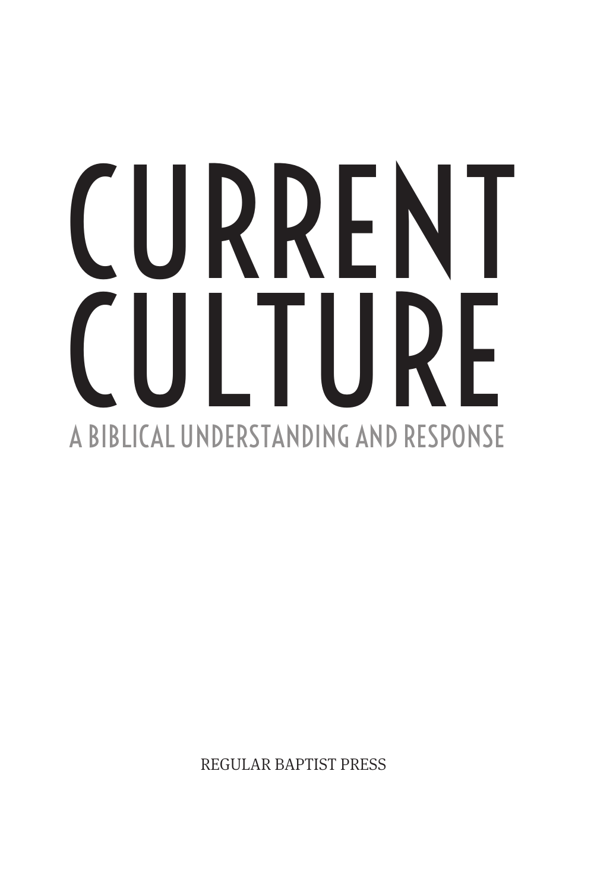# CURRENT CULTURE

## A BIBLICAL UNDERSTANDING AND RESPONSE

REGULAR BAPTIST PRESS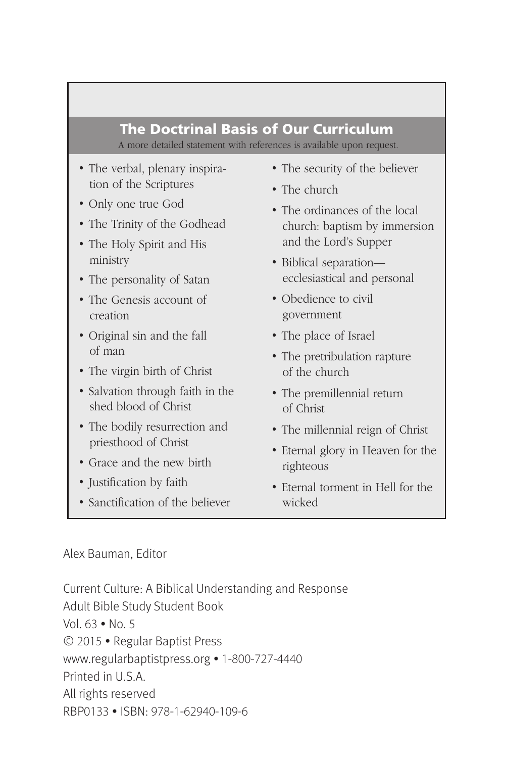## The Doctrinal Basis of Our Curriculum

A more detailed statement with references is available upon request.

- The verbal, plenary inspiration of the Scriptures
- Only one true God
- The Trinity of the Godhead
- The Holy Spirit and His ministry
- The personality of Satan
- The Genesis account of creation
- Original sin and the fall of man
- The virgin birth of Christ
- Salvation through faith in the shed blood of Christ
- The bodily resurrection and priesthood of Christ
- Grace and the new birth
- Justification by faith
- Sanctification of the believer
- The security of the believer
- The church
- The ordinances of the local church: baptism by immersion and the Lord's Supper
- Biblical separation—ecclesiastical and personal
- Obedience to civil government
- The place of Israel
- The pretribulation rapture of the church
- The premillennial return of Christ
- The millennial reign of Christ
- Eternal glory in Heaven for the righteous
- Eternal torment in Hell for the wicked

Alex Bauman, Editor

Current Culture: A Biblical Understanding and Response
Adult Bible Study Student Book
Vol. 63 • No. 5
© 2015 • Regular Baptist Press
www.regularbaptistpress.org • 1-800-727-4440
Printed in U.S.A.
All rights reserved
RBP0133 • ISBN: 978-1-62940-109-6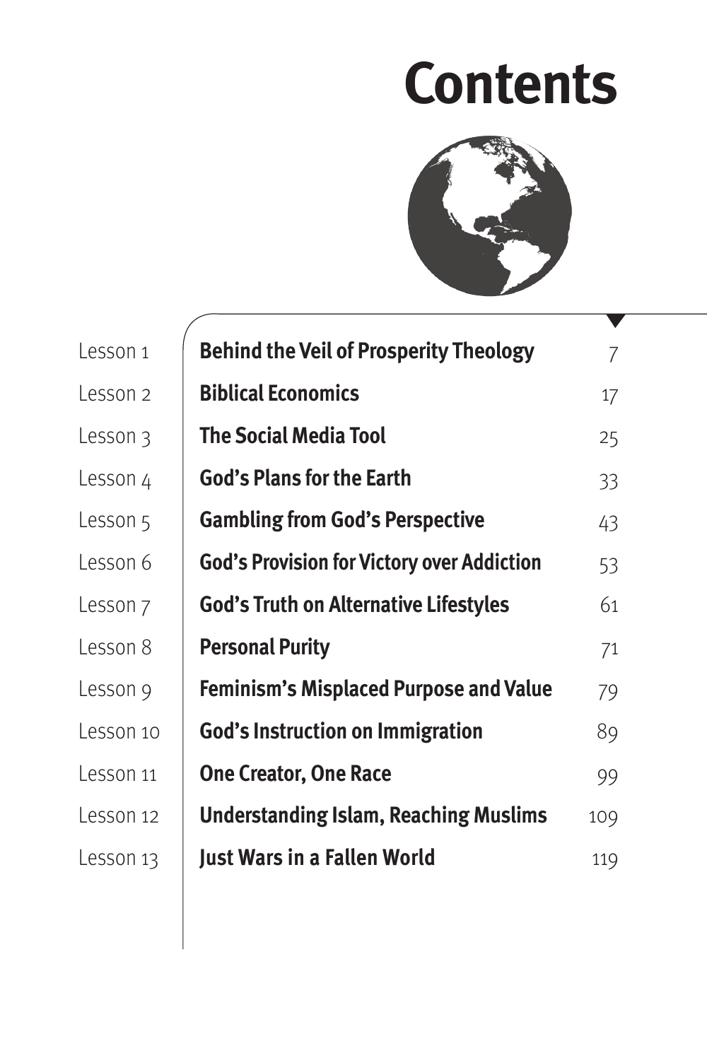# Contents

| | | |
|---|---|---|
| Lesson 1 | **Behind the Veil of Prosperity Theology** | 7 |
| Lesson 2 | **Biblical Economics** | 17 |
| Lesson 3 | **The Social Media Tool** | 25 |
| Lesson 4 | **God's Plans for the Earth** | 33 |
| Lesson 5 | **Gambling from God's Perspective** | 43 |
| Lesson 6 | **God's Provision for Victory over Addiction** | 53 |
| Lesson 7 | **God's Truth on Alternative Lifestyles** | 61 |
| Lesson 8 | **Personal Purity** | 71 |
| Lesson 9 | **Feminism's Misplaced Purpose and Value** | 79 |
| Lesson 10 | **God's Instruction on Immigration** | 89 |
| Lesson 11 | **One Creator, One Race** | 99 |
| Lesson 12 | **Understanding Islam, Reaching Muslims** | 109 |
| Lesson 13 | **Just Wars in a Fallen World** | 119 |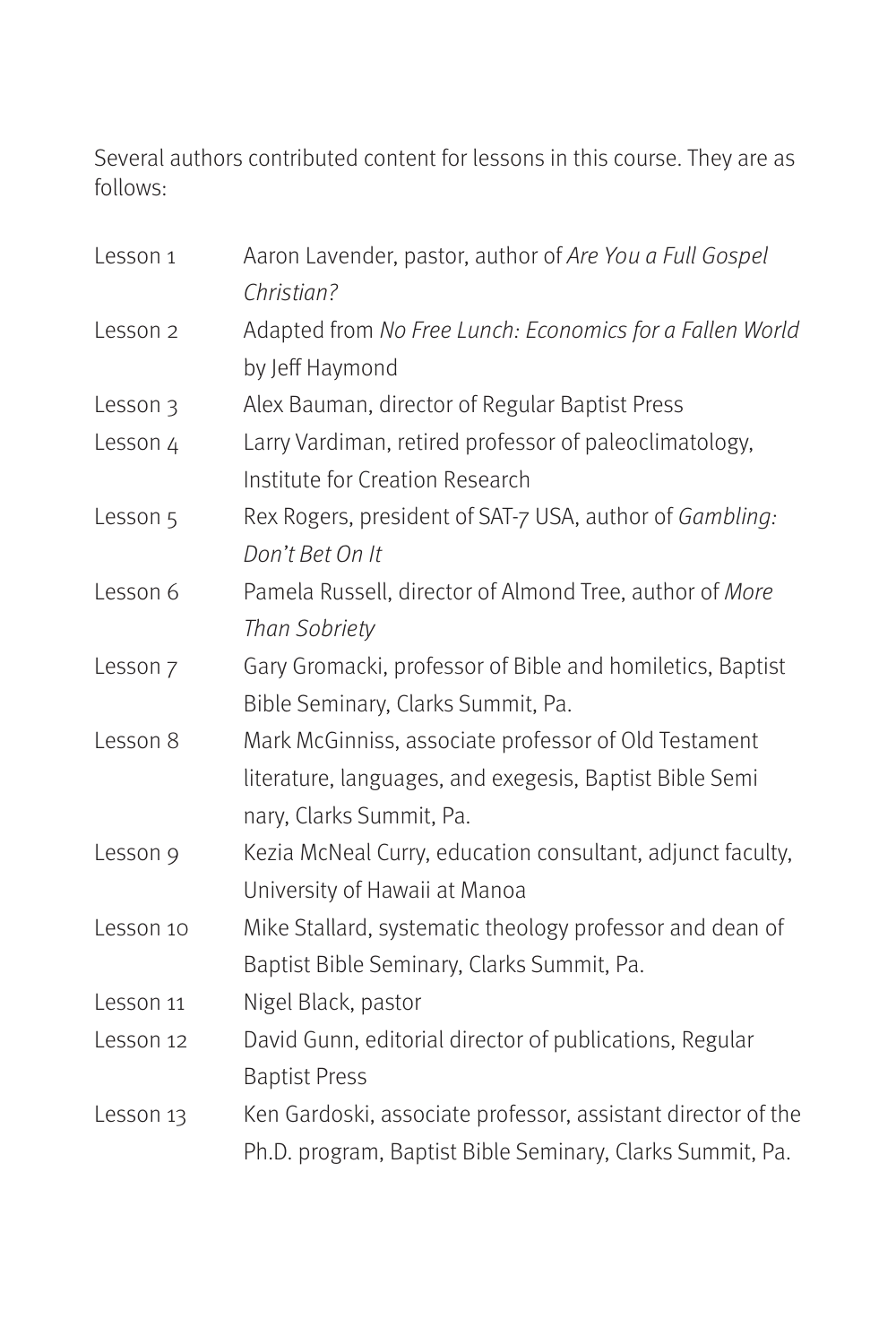Several authors contributed content for lessons in this course. They are as follows:

| | |
|---|---|
| Lesson 1 | Aaron Lavender, pastor, author of *Are You a Full Gospel Christian?* |
| Lesson 2 | Adapted from *No Free Lunch: Economics for a Fallen World* by Jeff Haymond |
| Lesson 3 | Alex Bauman, director of Regular Baptist Press |
| Lesson 4 | Larry Vardiman, retired professor of paleoclimatology, Institute for Creation Research |
| Lesson 5 | Rex Rogers, president of SAT-7 USA, author of *Gambling: Don't Bet On It* |
| Lesson 6 | Pamela Russell, director of Almond Tree, author of *More Than Sobriety* |
| Lesson 7 | Gary Gromacki, professor of Bible and homiletics, Baptist Bible Seminary, Clarks Summit, Pa. |
| Lesson 8 | Mark McGinniss, associate professor of Old Testament literature, languages, and exegesis, Baptist Bible Semi nary, Clarks Summit, Pa. |
| Lesson 9 | Kezia McNeal Curry, education consultant, adjunct faculty, University of Hawaii at Manoa |
| Lesson 10 | Mike Stallard, systematic theology professor and dean of Baptist Bible Seminary, Clarks Summit, Pa. |
| Lesson 11 | Nigel Black, pastor |
| Lesson 12 | David Gunn, editorial director of publications, Regular Baptist Press |
| Lesson 13 | Ken Gardoski, associate professor, assistant director of the Ph.D. program, Baptist Bible Seminary, Clarks Summit, Pa. |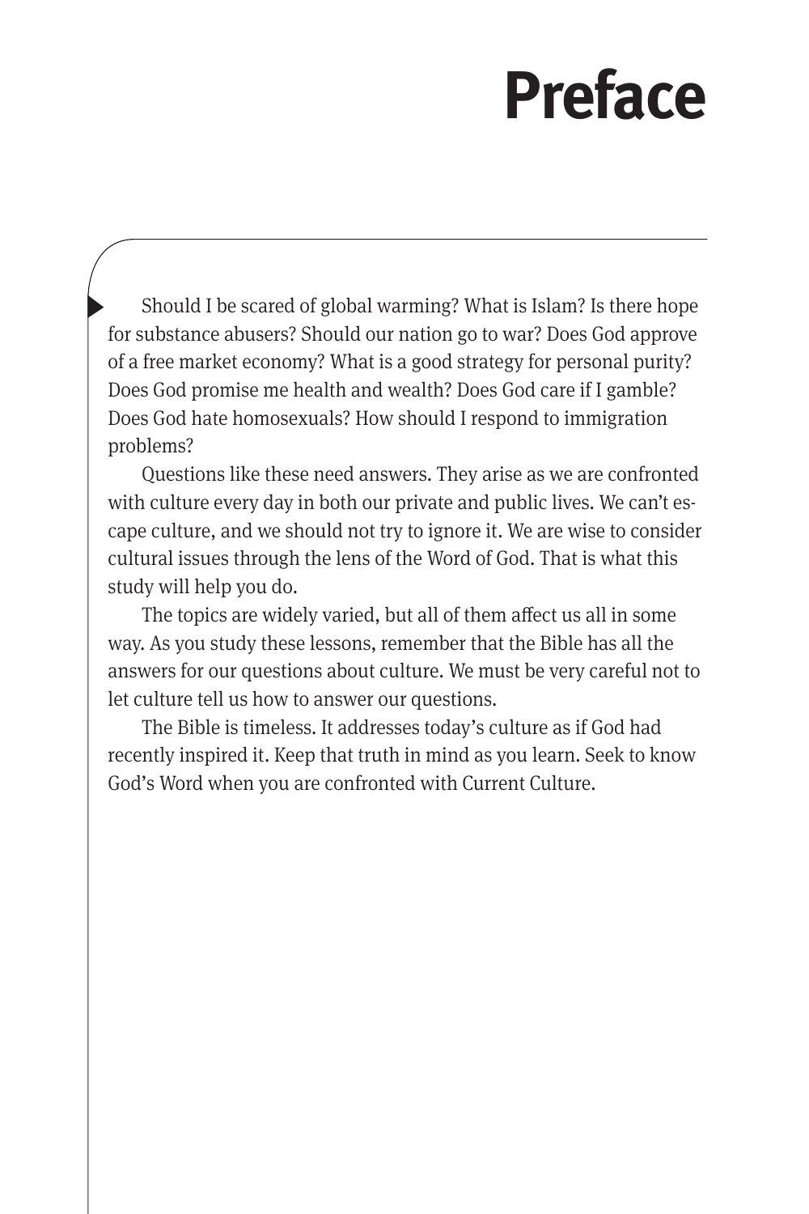# Preface

Should I be scared of global warming? What is Islam? Is there hope for substance abusers? Should our nation go to war? Does God approve of a free market economy? What is a good strategy for personal purity? Does God promise me health and wealth? Does God care if I gamble? Does God hate homosexuals? How should I respond to immigration problems?

Questions like these need answers. They arise as we are confronted with culture every day in both our private and public lives. We can't escape culture, and we should not try to ignore it. We are wise to consider cultural issues through the lens of the Word of God. That is what this study will help you do.

The topics are widely varied, but all of them affect us all in some way. As you study these lessons, remember that the Bible has all the answers for our questions about culture. We must be very careful not to let culture tell us how to answer our questions.

The Bible is timeless. It addresses today's culture as if God had recently inspired it. Keep that truth in mind as you learn. Seek to know God's Word when you are confronted with Current Culture.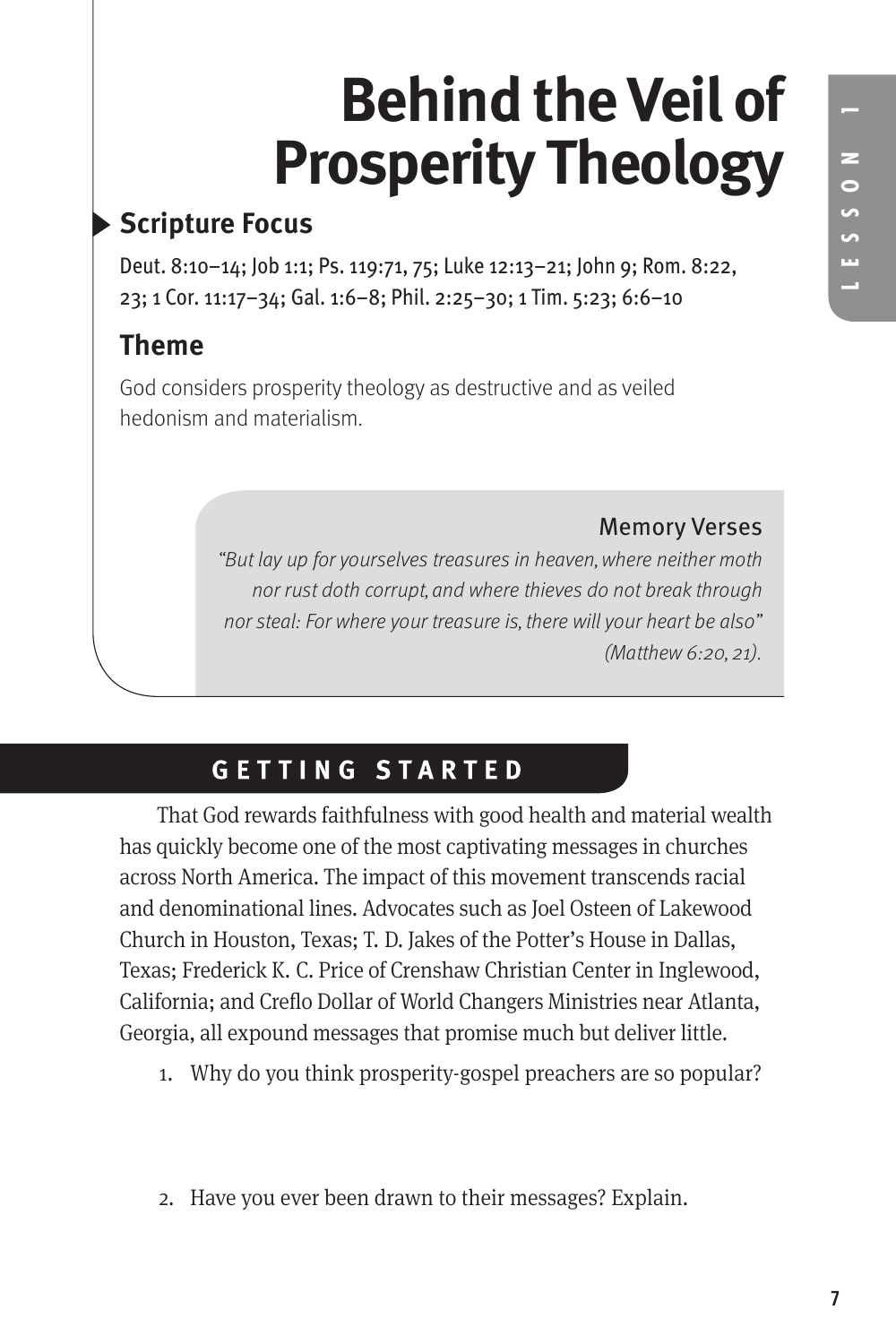# Behind the Veil of Prosperity Theology

## Scripture Focus

Deut. 8:10–14; Job 1:1; Ps. 119:71, 75; Luke 12:13–21; John 9; Rom. 8:22, 23; 1 Cor. 11:17–34; Gal. 1:6–8; Phil. 2:25–30; 1 Tim. 5:23; 6:6–10

## Theme

God considers prosperity theology as destructive and as veiled hedonism and materialism.

### Memory Verses

*"But lay up for yourselves treasures in heaven, where neither moth nor rust doth corrupt, and where thieves do not break through nor steal: For where your treasure is, there will your heart be also" (Matthew 6:20, 21).*

## GETTING STARTED

That God rewards faithfulness with good health and material wealth has quickly become one of the most captivating messages in churches across North America. The impact of this movement transcends racial and denominational lines. Advocates such as Joel Osteen of Lakewood Church in Houston, Texas; T. D. Jakes of the Potter's House in Dallas, Texas; Frederick K. C. Price of Crenshaw Christian Center in Inglewood, California; and Creflo Dollar of World Changers Ministries near Atlanta, Georgia, all expound messages that promise much but deliver little.

1. Why do you think prosperity-gospel preachers are so popular?

2. Have you ever been drawn to their messages? Explain.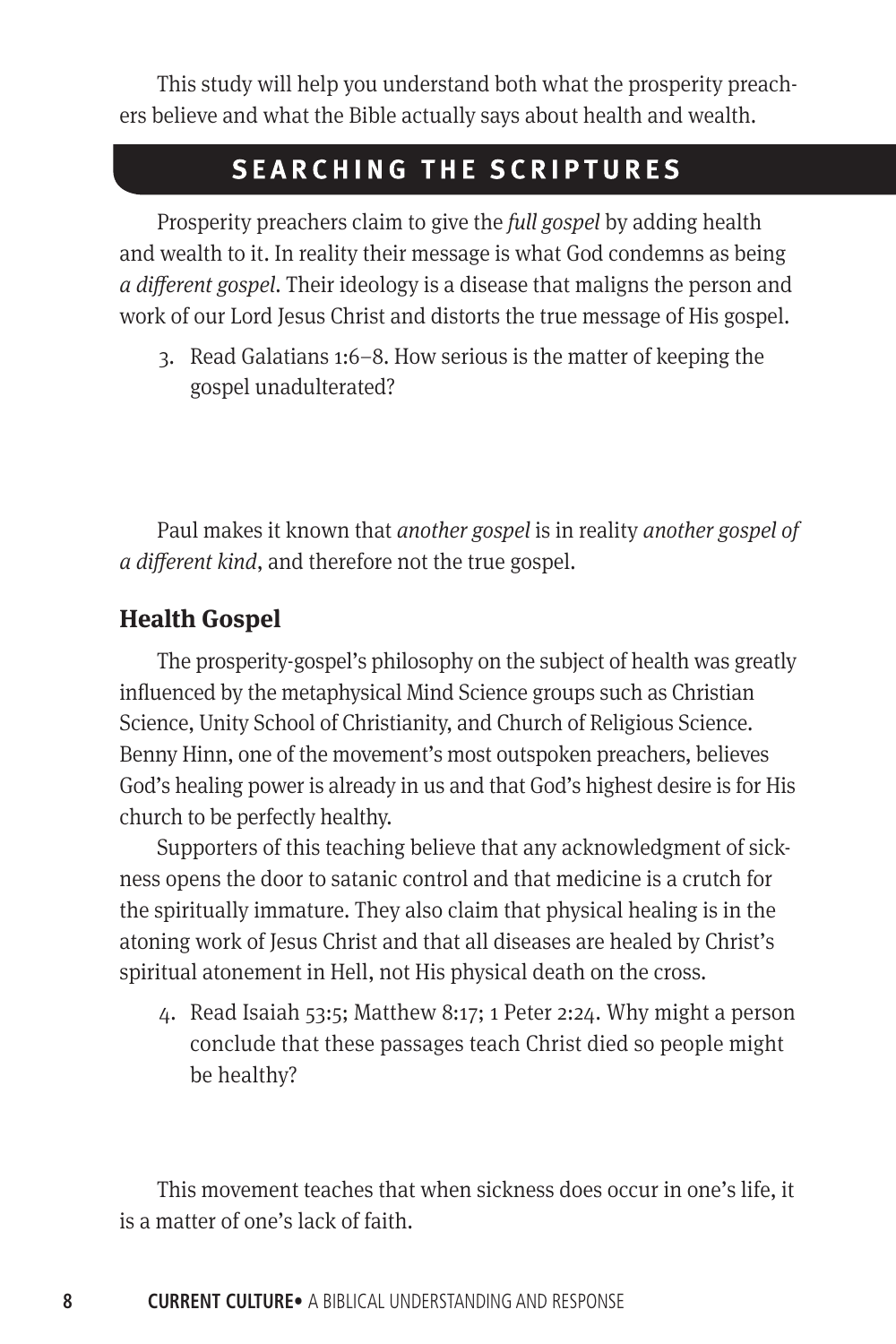This study will help you understand both what the prosperity preachers believe and what the Bible actually says about health and wealth.

## SEARCHING THE SCRIPTURES

Prosperity preachers claim to give the *full gospel* by adding health and wealth to it. In reality their message is what God condemns as being *a different gospel*. Their ideology is a disease that maligns the person and work of our Lord Jesus Christ and distorts the true message of His gospel.

3. Read Galatians 1:6–8. How serious is the matter of keeping the gospel unadulterated?

Paul makes it known that *another gospel* is in reality *another gospel of a different kind*, and therefore not the true gospel.

### Health Gospel

The prosperity-gospel's philosophy on the subject of health was greatly influenced by the metaphysical Mind Science groups such as Christian Science, Unity School of Christianity, and Church of Religious Science. Benny Hinn, one of the movement's most outspoken preachers, believes God's healing power is already in us and that God's highest desire is for His church to be perfectly healthy.

Supporters of this teaching believe that any acknowledgment of sickness opens the door to satanic control and that medicine is a crutch for the spiritually immature. They also claim that physical healing is in the atoning work of Jesus Christ and that all diseases are healed by Christ's spiritual atonement in Hell, not His physical death on the cross.

4. Read Isaiah 53:5; Matthew 8:17; 1 Peter 2:24. Why might a person conclude that these passages teach Christ died so people might be healthy?

This movement teaches that when sickness does occur in one's life, it is a matter of one's lack of faith.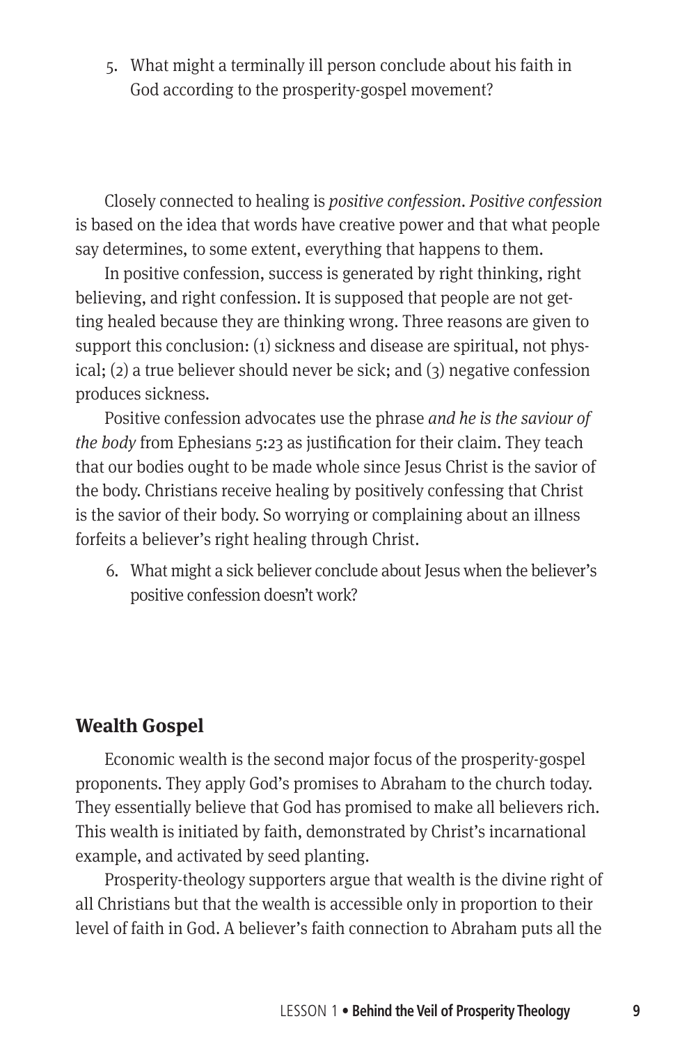5. What might a terminally ill person conclude about his faith in God according to the prosperity-gospel movement?

Closely connected to healing is *positive confession*. *Positive confession* is based on the idea that words have creative power and that what people say determines, to some extent, everything that happens to them.

In positive confession, success is generated by right thinking, right believing, and right confession. It is supposed that people are not getting healed because they are thinking wrong. Three reasons are given to support this conclusion: (1) sickness and disease are spiritual, not physical; (2) a true believer should never be sick; and (3) negative confession produces sickness.

Positive confession advocates use the phrase *and he is the saviour of the body* from Ephesians 5:23 as justification for their claim. They teach that our bodies ought to be made whole since Jesus Christ is the savior of the body. Christians receive healing by positively confessing that Christ is the savior of their body. So worrying or complaining about an illness forfeits a believer's right healing through Christ.

6. What might a sick believer conclude about Jesus when the believer's positive confession doesn't work?

## Wealth Gospel

Economic wealth is the second major focus of the prosperity-gospel proponents. They apply God's promises to Abraham to the church today. They essentially believe that God has promised to make all believers rich. This wealth is initiated by faith, demonstrated by Christ's incarnational example, and activated by seed planting.

Prosperity-theology supporters argue that wealth is the divine right of all Christians but that the wealth is accessible only in proportion to their level of faith in God. A believer's faith connection to Abraham puts all the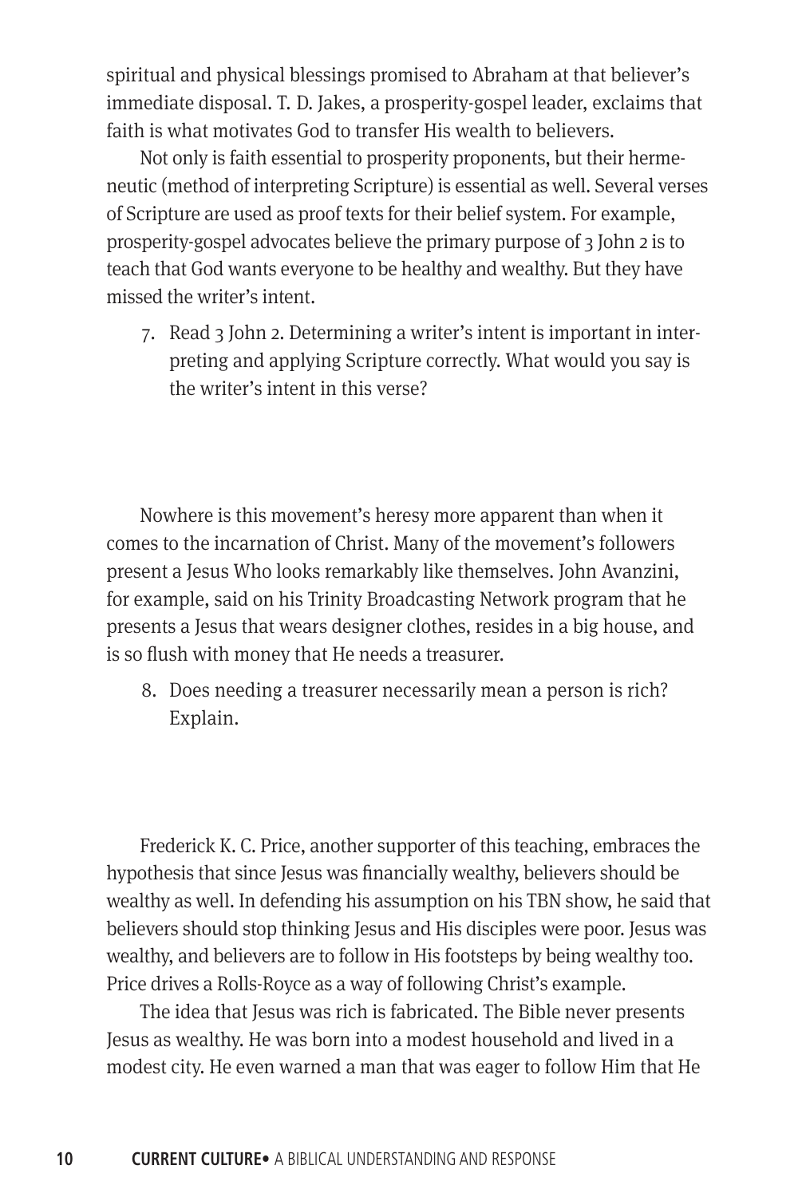spiritual and physical blessings promised to Abraham at that believer's immediate disposal. T. D. Jakes, a prosperity-gospel leader, exclaims that faith is what motivates God to transfer His wealth to believers.

Not only is faith essential to prosperity proponents, but their hermeneutic (method of interpreting Scripture) is essential as well. Several verses of Scripture are used as proof texts for their belief system. For example, prosperity-gospel advocates believe the primary purpose of 3 John 2 is to teach that God wants everyone to be healthy and wealthy. But they have missed the writer's intent.

7. Read 3 John 2. Determining a writer's intent is important in interpreting and applying Scripture correctly. What would you say is the writer's intent in this verse?

Nowhere is this movement's heresy more apparent than when it comes to the incarnation of Christ. Many of the movement's followers present a Jesus Who looks remarkably like themselves. John Avanzini, for example, said on his Trinity Broadcasting Network program that he presents a Jesus that wears designer clothes, resides in a big house, and is so flush with money that He needs a treasurer.

8. Does needing a treasurer necessarily mean a person is rich? Explain.

Frederick K. C. Price, another supporter of this teaching, embraces the hypothesis that since Jesus was financially wealthy, believers should be wealthy as well. In defending his assumption on his TBN show, he said that believers should stop thinking Jesus and His disciples were poor. Jesus was wealthy, and believers are to follow in His footsteps by being wealthy too. Price drives a Rolls-Royce as a way of following Christ's example.

The idea that Jesus was rich is fabricated. The Bible never presents Jesus as wealthy. He was born into a modest household and lived in a modest city. He even warned a man that was eager to follow Him that He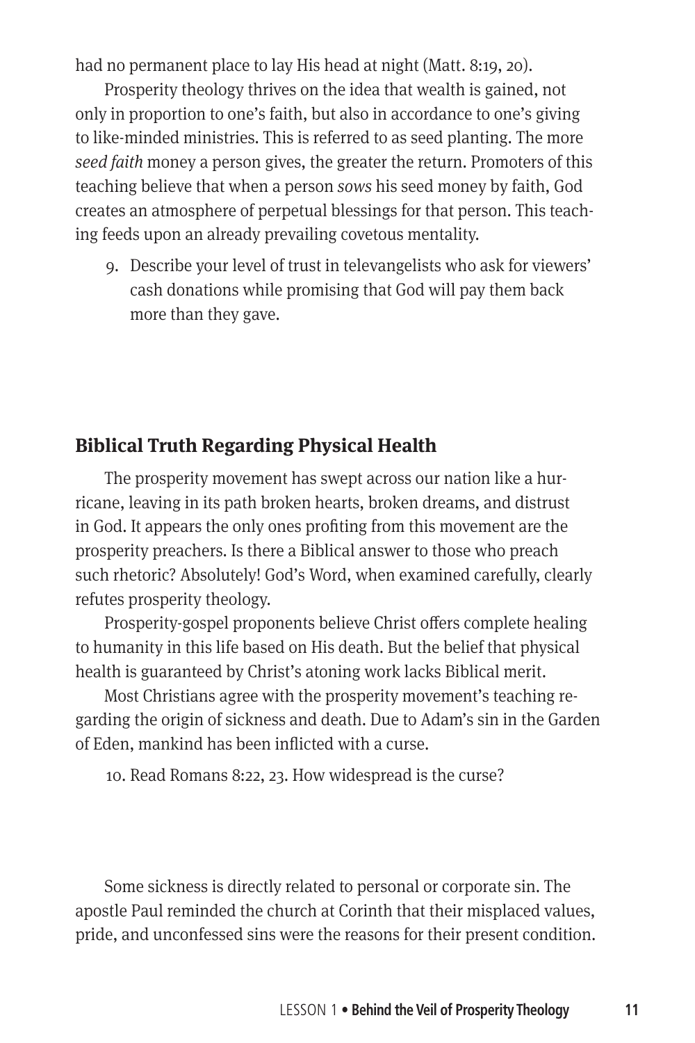had no permanent place to lay His head at night (Matt. 8:19, 20).

Prosperity theology thrives on the idea that wealth is gained, not only in proportion to one's faith, but also in accordance to one's giving to like-minded ministries. This is referred to as seed planting. The more *seed faith* money a person gives, the greater the return. Promoters of this teaching believe that when a person *sows* his seed money by faith, God creates an atmosphere of perpetual blessings for that person. This teaching feeds upon an already prevailing covetous mentality.

9. Describe your level of trust in televangelists who ask for viewers' cash donations while promising that God will pay them back more than they gave.

## Biblical Truth Regarding Physical Health

The prosperity movement has swept across our nation like a hurricane, leaving in its path broken hearts, broken dreams, and distrust in God. It appears the only ones profiting from this movement are the prosperity preachers. Is there a Biblical answer to those who preach such rhetoric? Absolutely! God's Word, when examined carefully, clearly refutes prosperity theology.

Prosperity-gospel proponents believe Christ offers complete healing to humanity in this life based on His death. But the belief that physical health is guaranteed by Christ's atoning work lacks Biblical merit.

Most Christians agree with the prosperity movement's teaching regarding the origin of sickness and death. Due to Adam's sin in the Garden of Eden, mankind has been inflicted with a curse.

10. Read Romans 8:22, 23. How widespread is the curse?

Some sickness is directly related to personal or corporate sin. The apostle Paul reminded the church at Corinth that their misplaced values, pride, and unconfessed sins were the reasons for their present condition.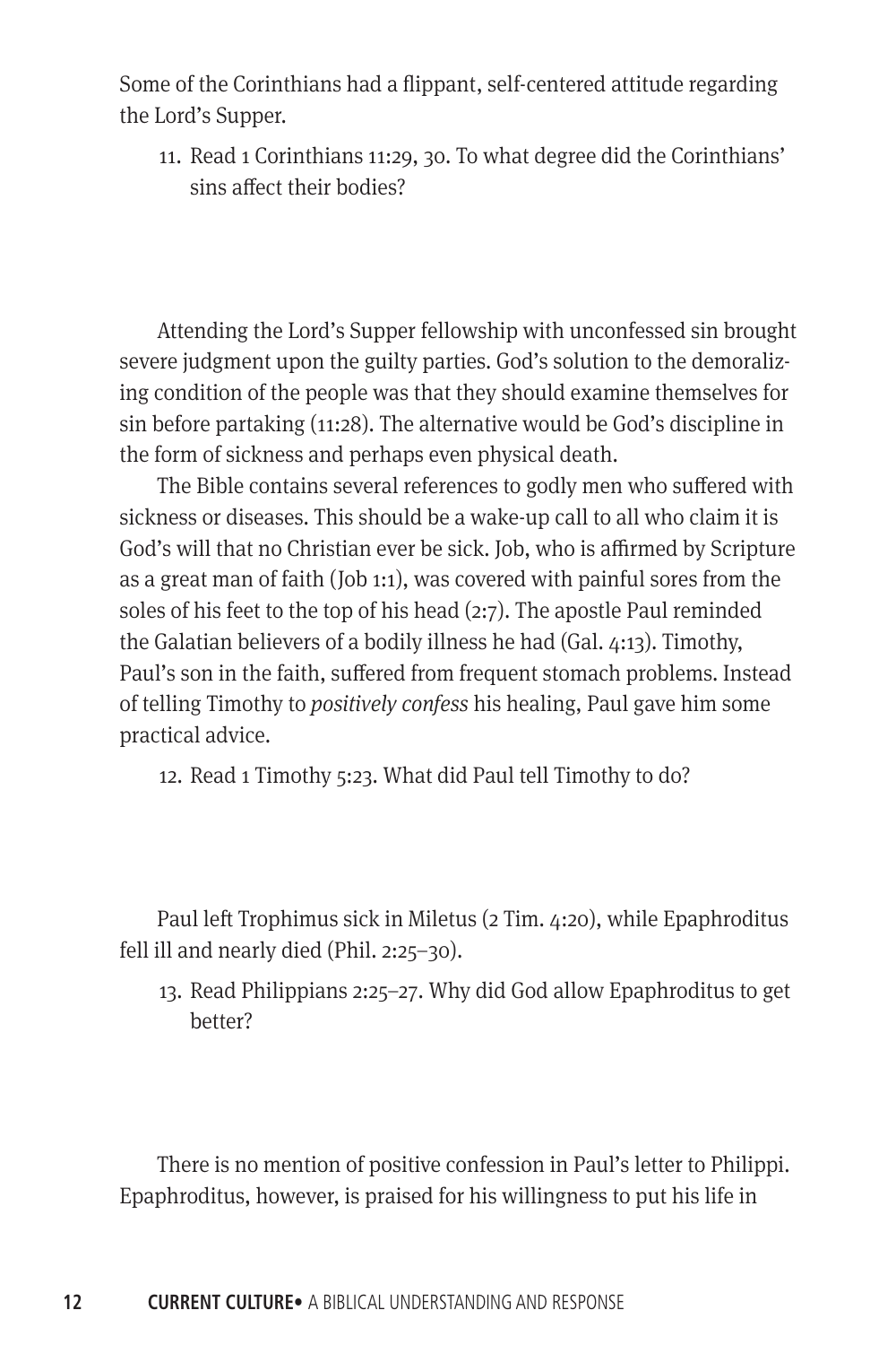Some of the Corinthians had a flippant, self-centered attitude regarding the Lord's Supper.

11. Read 1 Corinthians 11:29, 30. To what degree did the Corinthians' sins affect their bodies?

Attending the Lord's Supper fellowship with unconfessed sin brought severe judgment upon the guilty parties. God's solution to the demoralizing condition of the people was that they should examine themselves for sin before partaking (11:28). The alternative would be God's discipline in the form of sickness and perhaps even physical death.

The Bible contains several references to godly men who suffered with sickness or diseases. This should be a wake-up call to all who claim it is God's will that no Christian ever be sick. Job, who is affirmed by Scripture as a great man of faith (Job 1:1), was covered with painful sores from the soles of his feet to the top of his head (2:7). The apostle Paul reminded the Galatian believers of a bodily illness he had (Gal. 4:13). Timothy, Paul's son in the faith, suffered from frequent stomach problems. Instead of telling Timothy to *positively confess* his healing, Paul gave him some practical advice.

12. Read 1 Timothy 5:23. What did Paul tell Timothy to do?

Paul left Trophimus sick in Miletus (2 Tim. 4:20), while Epaphroditus fell ill and nearly died (Phil. 2:25–30).

13. Read Philippians 2:25–27. Why did God allow Epaphroditus to get better?

There is no mention of positive confession in Paul's letter to Philippi. Epaphroditus, however, is praised for his willingness to put his life in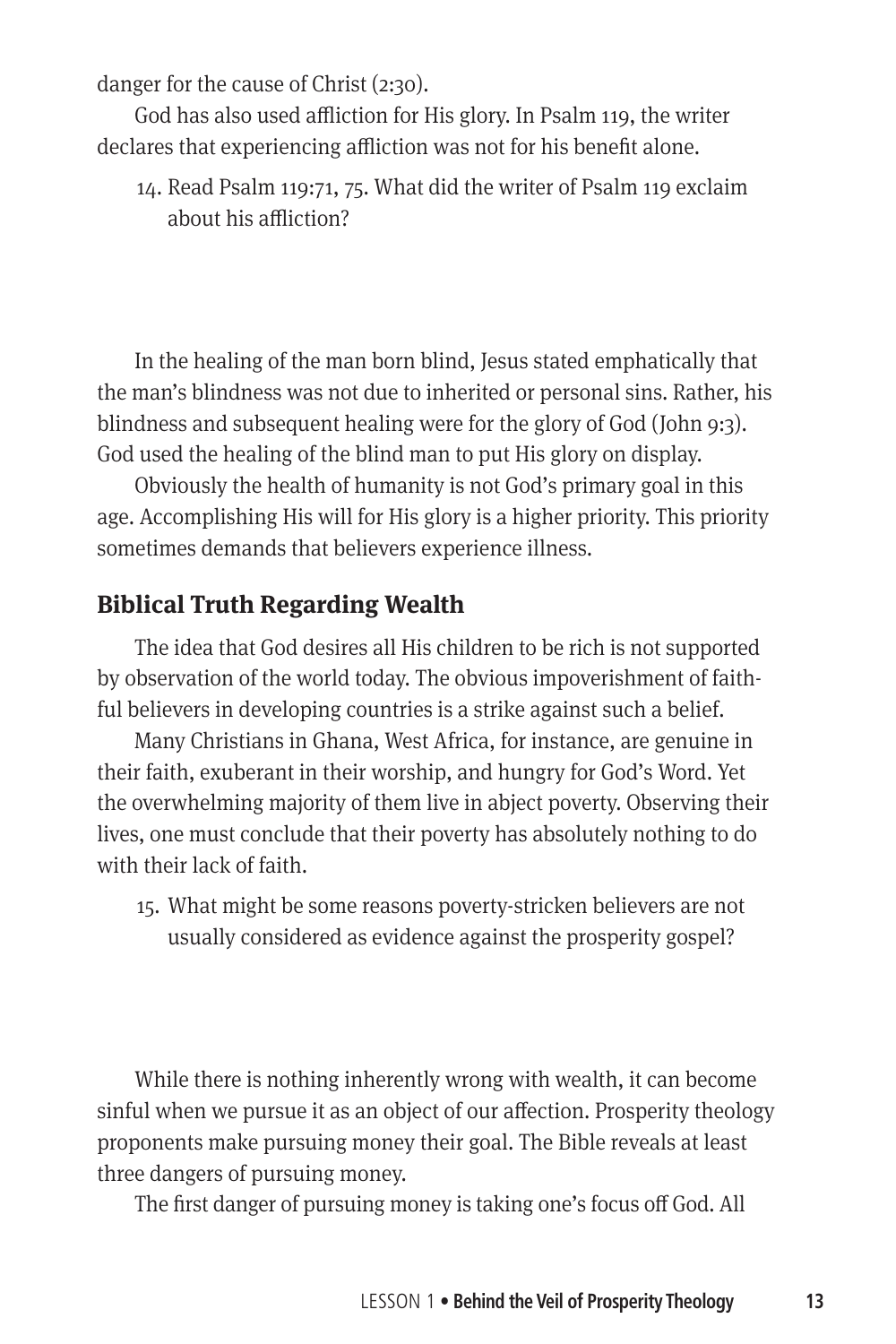danger for the cause of Christ (2:30).

God has also used affliction for His glory. In Psalm 119, the writer declares that experiencing affliction was not for his benefit alone.

14. Read Psalm 119:71, 75. What did the writer of Psalm 119 exclaim about his affliction?

In the healing of the man born blind, Jesus stated emphatically that the man's blindness was not due to inherited or personal sins. Rather, his blindness and subsequent healing were for the glory of God (John 9:3). God used the healing of the blind man to put His glory on display.

Obviously the health of humanity is not God's primary goal in this age. Accomplishing His will for His glory is a higher priority. This priority sometimes demands that believers experience illness.

## Biblical Truth Regarding Wealth

The idea that God desires all His children to be rich is not supported by observation of the world today. The obvious impoverishment of faithful believers in developing countries is a strike against such a belief.

Many Christians in Ghana, West Africa, for instance, are genuine in their faith, exuberant in their worship, and hungry for God's Word. Yet the overwhelming majority of them live in abject poverty. Observing their lives, one must conclude that their poverty has absolutely nothing to do with their lack of faith.

15. What might be some reasons poverty-stricken believers are not usually considered as evidence against the prosperity gospel?

While there is nothing inherently wrong with wealth, it can become sinful when we pursue it as an object of our affection. Prosperity theology proponents make pursuing money their goal. The Bible reveals at least three dangers of pursuing money.

The first danger of pursuing money is taking one's focus off God. All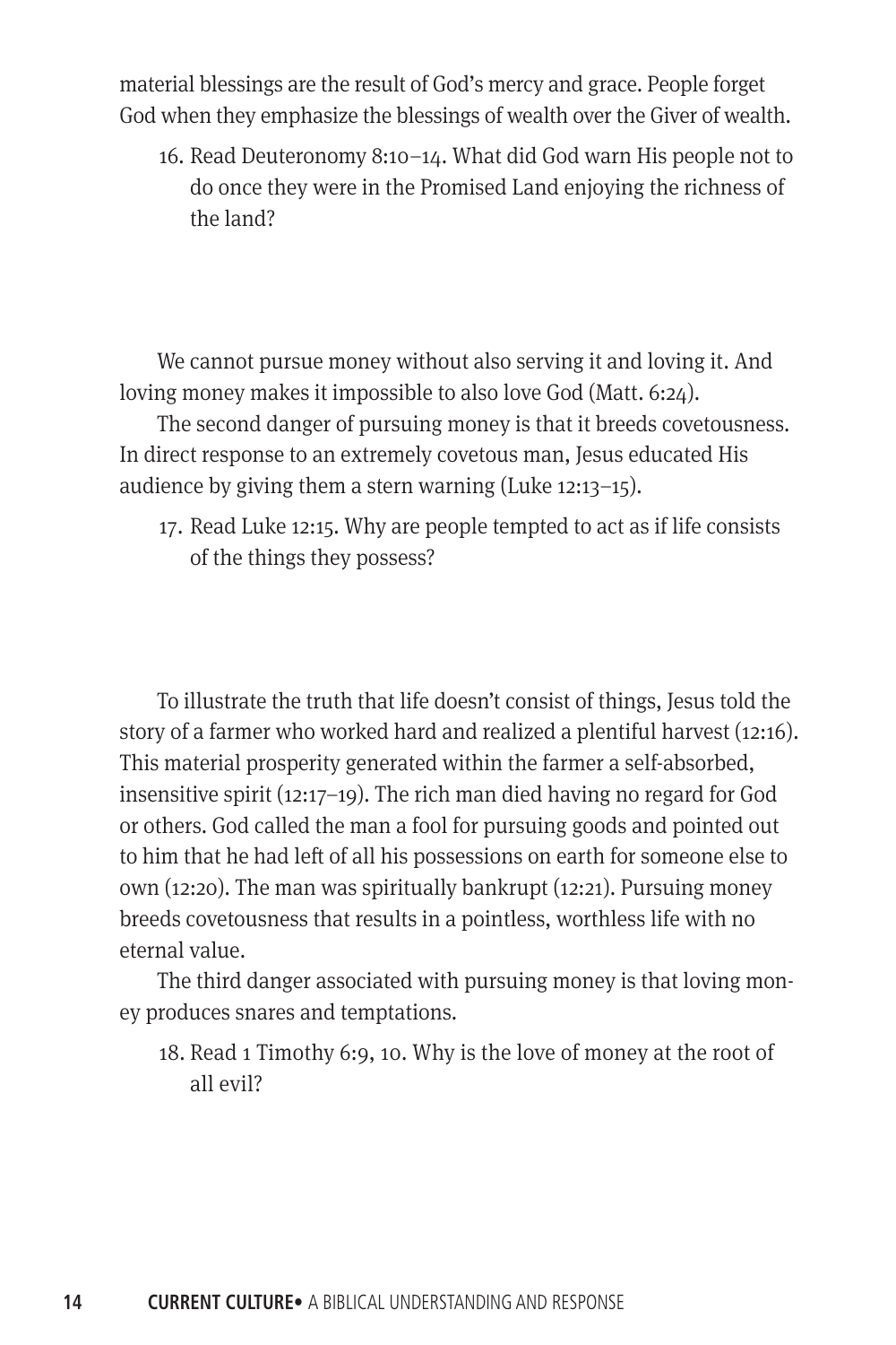material blessings are the result of God's mercy and grace. People forget God when they emphasize the blessings of wealth over the Giver of wealth.

16. Read Deuteronomy 8:10–14. What did God warn His people not to do once they were in the Promised Land enjoying the richness of the land?

We cannot pursue money without also serving it and loving it. And loving money makes it impossible to also love God (Matt. 6:24).

The second danger of pursuing money is that it breeds covetousness. In direct response to an extremely covetous man, Jesus educated His audience by giving them a stern warning (Luke 12:13–15).

17. Read Luke 12:15. Why are people tempted to act as if life consists of the things they possess?

To illustrate the truth that life doesn't consist of things, Jesus told the story of a farmer who worked hard and realized a plentiful harvest (12:16). This material prosperity generated within the farmer a self-absorbed, insensitive spirit (12:17–19). The rich man died having no regard for God or others. God called the man a fool for pursuing goods and pointed out to him that he had left of all his possessions on earth for someone else to own (12:20). The man was spiritually bankrupt (12:21). Pursuing money breeds covetousness that results in a pointless, worthless life with no eternal value.

The third danger associated with pursuing money is that loving money produces snares and temptations.

18. Read 1 Timothy 6:9, 10. Why is the love of money at the root of all evil?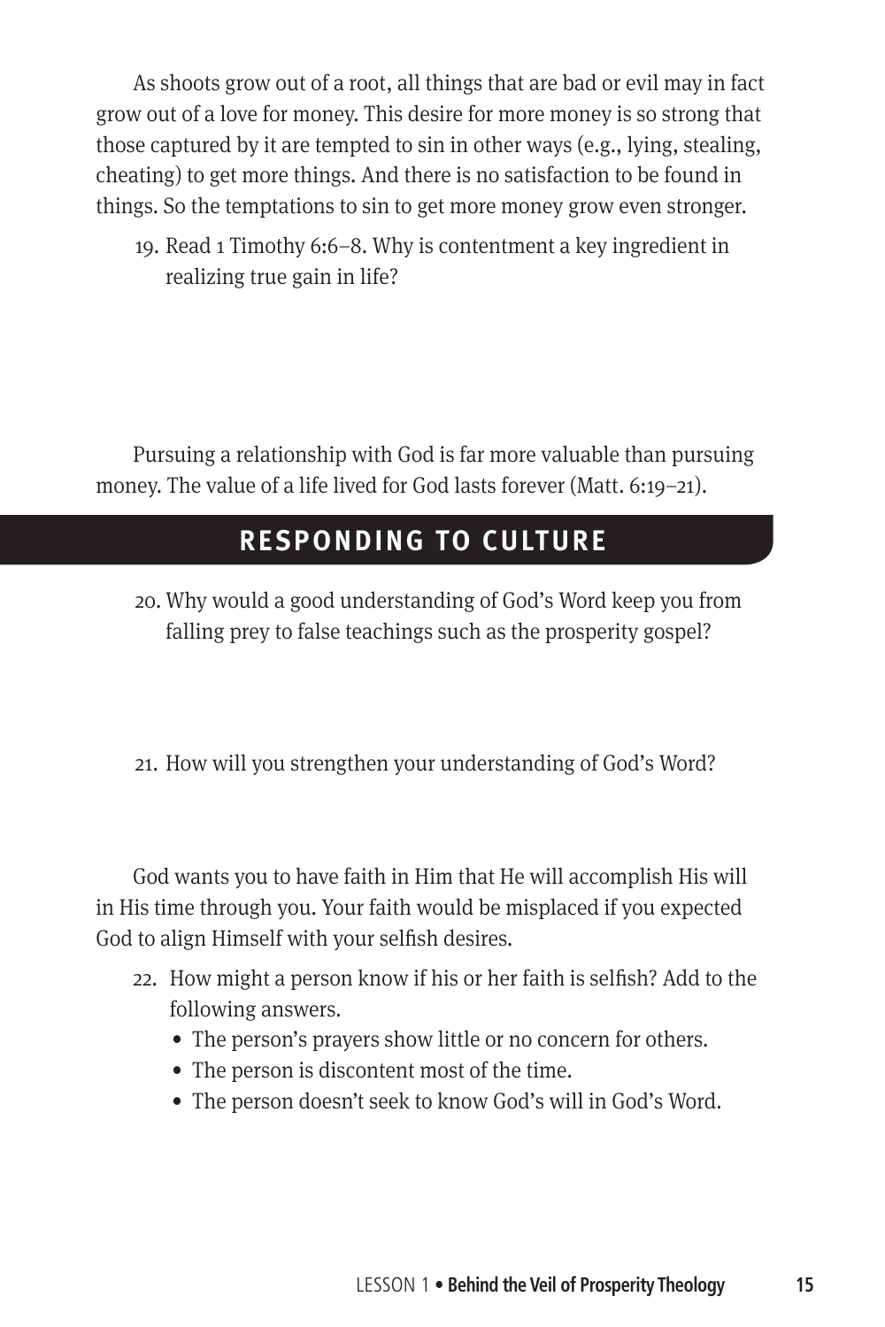As shoots grow out of a root, all things that are bad or evil may in fact grow out of a love for money. This desire for more money is so strong that those captured by it are tempted to sin in other ways (e.g., lying, stealing, cheating) to get more things. And there is no satisfaction to be found in things. So the temptations to sin to get more money grow even stronger.

19. Read 1 Timothy 6:6–8. Why is contentment a key ingredient in realizing true gain in life?

Pursuing a relationship with God is far more valuable than pursuing money. The value of a life lived for God lasts forever (Matt. 6:19–21).

## RESPONDING TO CULTURE

20. Why would a good understanding of God's Word keep you from falling prey to false teachings such as the prosperity gospel?

21. How will you strengthen your understanding of God's Word?

God wants you to have faith in Him that He will accomplish His will in His time through you. Your faith would be misplaced if you expected God to align Himself with your selfish desires.

22. How might a person know if his or her faith is selfish? Add to the following answers.
    - The person's prayers show little or no concern for others.
    - The person is discontent most of the time.
    - The person doesn't seek to know God's will in God's Word.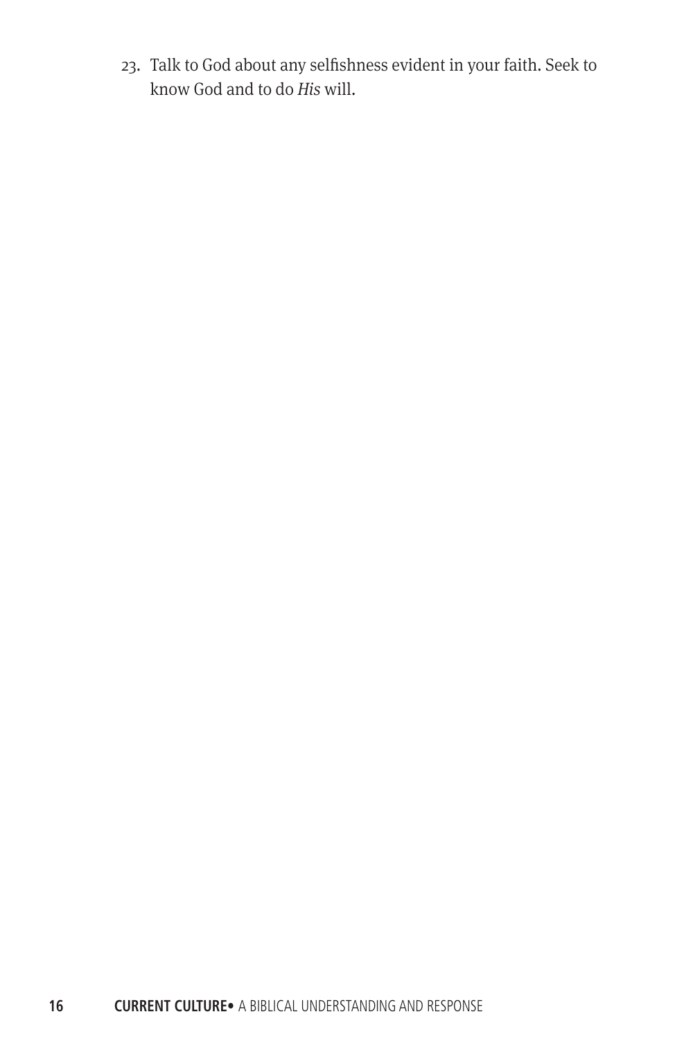23. Talk to God about any selfishness evident in your faith. Seek to know God and to do *His* will.